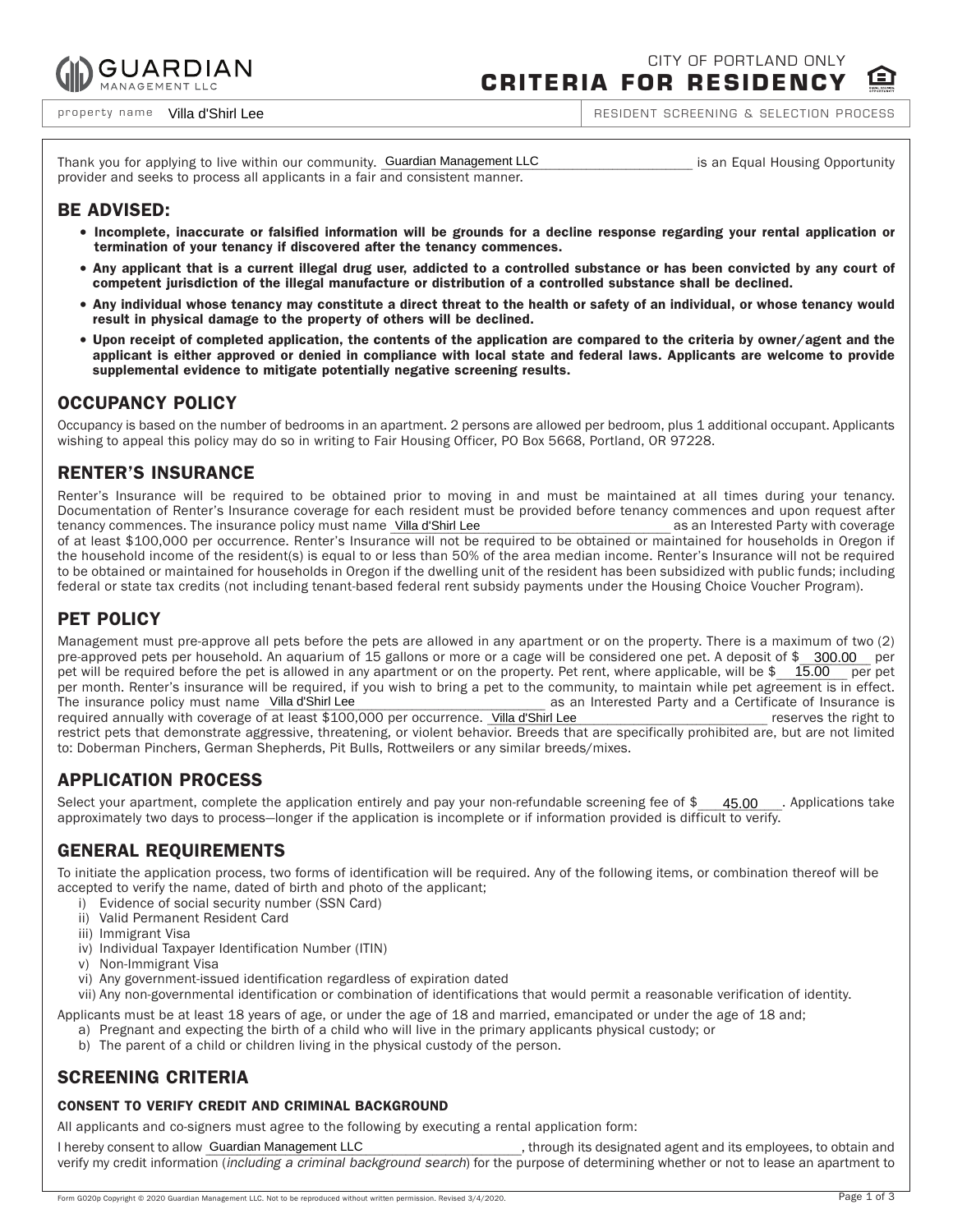GUARDIAN MANAGEMENT LLC

CITY OF PORTLAND ONLY

# CRITERIA FOR RESIDENCY

property name Villa d'Shirl Lee

RESIDENT SCREENING & SELECTION PROCESS

Thank you for applying to live within our community. Guardian Management LLC is an Equal Housing Opportunity provider and seeks to process all applicants in a fair and consistent manner.

## BE ADVISED:

- **Incomplete, inaccurate or falsified information will be grounds for a decline response regarding your rental application or termination of your tenancy if discovered after the tenancy commences.**
- **Any applicant that is a current illegal drug user, addicted to a controlled substance or has been convicted by any court of competent jurisdiction of the illegal manufacture or distribution of a controlled substance shall be declined.**
- **Any individual whose tenancy may constitute a direct threat to the health or safety of an individual, or whose tenancy would result in physical damage to the property of others will be declined.**
- **Upon receipt of completed application, the contents of the application are compared to the criteria by owner/agent and the applicant is either approved or denied in compliance with local state and federal laws. Applicants are welcome to provide supplemental evidence to mitigate potentially negative screening results.**

## OCCUPANCY POLICY

Occupancy is based on the number of bedrooms in an apartment. 2 persons are allowed per bedroom, plus 1 additional occupant. Applicants wishing to appeal this policy may do so in writing to Fair Housing Officer, PO Box 5668, Portland, OR 97228.

## RENTER'S INSURANCE

Renter's Insurance will be required to be obtained prior to moving in and must be maintained at all times during your tenancy. Documentation of Renter's Insurance coverage for each resident must be provided before tenancy commences and upon request after tenancy commences. The insurance policy must name Villa d'Shirl Lee as an Interested Party with coverage of at least $100,000 per occurrence. Renter's Insurance will not be required to be obtained or maintained for households in Oregon if the household income of the resident(s) is equal to or less than 50% of the area median income. Renter's Insurance will not be required to be obtained or maintained for households in Oregon if the dwelling unit of the resident has been subsidized with public funds; including federal or state tax credits (not including tenant-based federal rent subsidy payments under the Housing Choice Voucher Program).

## PET POLICY

Management must pre-approve all pets before the pets are allowed in any apartment or on the property. There is a maximum of two (2) pre-approved pets per household. An aquarium of 15 gallons or more or a cage will be considered one pet. A deposit of $ 300.00 per pet will be required before the pet is allowed in any apartment or on the property. Pet rent, where applicable, will be $ 15.00 per pet per month. Renter's insurance will be required, if you wish to bring a pet to the community, to maintain while pet agreement is in effect. The insurance policy must name Villa d'Shirl Lee as an Interested Party and a Certificate of Insurance is required annually with coverage of at least $100,000 per occurrence. Villa d'Shirl Lee reserves the right to restrict pets that demonstrate aggressive, threatening, or violent behavior. Breeds that are specifically prohibited are, but are not limited to: Doberman Pinchers, German Shepherds, Pit Bulls, Rottweilers or any similar breeds/mixes.

## APPLICATION PROCESS

Select your apartment, complete the application entirely and pay your non-refundable screening fee of $ 45.00. Applications take approximately two days to process—longer if the application is incomplete or if information provided is difficult to verify.

## GENERAL REQUIREMENTS

To initiate the application process, two forms of identification will be required. Any of the following items, or combination thereof will be accepted to verify the name, dated of birth and photo of the applicant;

i) Evidence of social security number (SSN Card)
ii) Valid Permanent Resident Card
iii) Immigrant Visa
iv) Individual Taxpayer Identification Number (ITIN)
v) Non-Immigrant Visa
vi) Any government-issued identification regardless of expiration dated
vii) Any non-governmental identification or combination of identifications that would permit a reasonable verification of identity.

Applicants must be at least 18 years of age, or under the age of 18 and married, emancipated or under the age of 18 and;

a) Pregnant and expecting the birth of a child who will live in the primary applicants physical custody; or
b) The parent of a child or children living in the physical custody of the person.

## SCREENING CRITERIA

### CONSENT TO VERIFY CREDIT AND CRIMINAL BACKGROUND

All applicants and co-signers must agree to the following by executing a rental application form:

I hereby consent to allow Guardian Management LLC, through its designated agent and its employees, to obtain and verify my credit information (*including a criminal background search*) for the purpose of determining whether or not to lease an apartment to

Form G020p Copyright © 2020 Guardian Management LLC. Not to be reproduced without written permission. Revised 3/4/2020.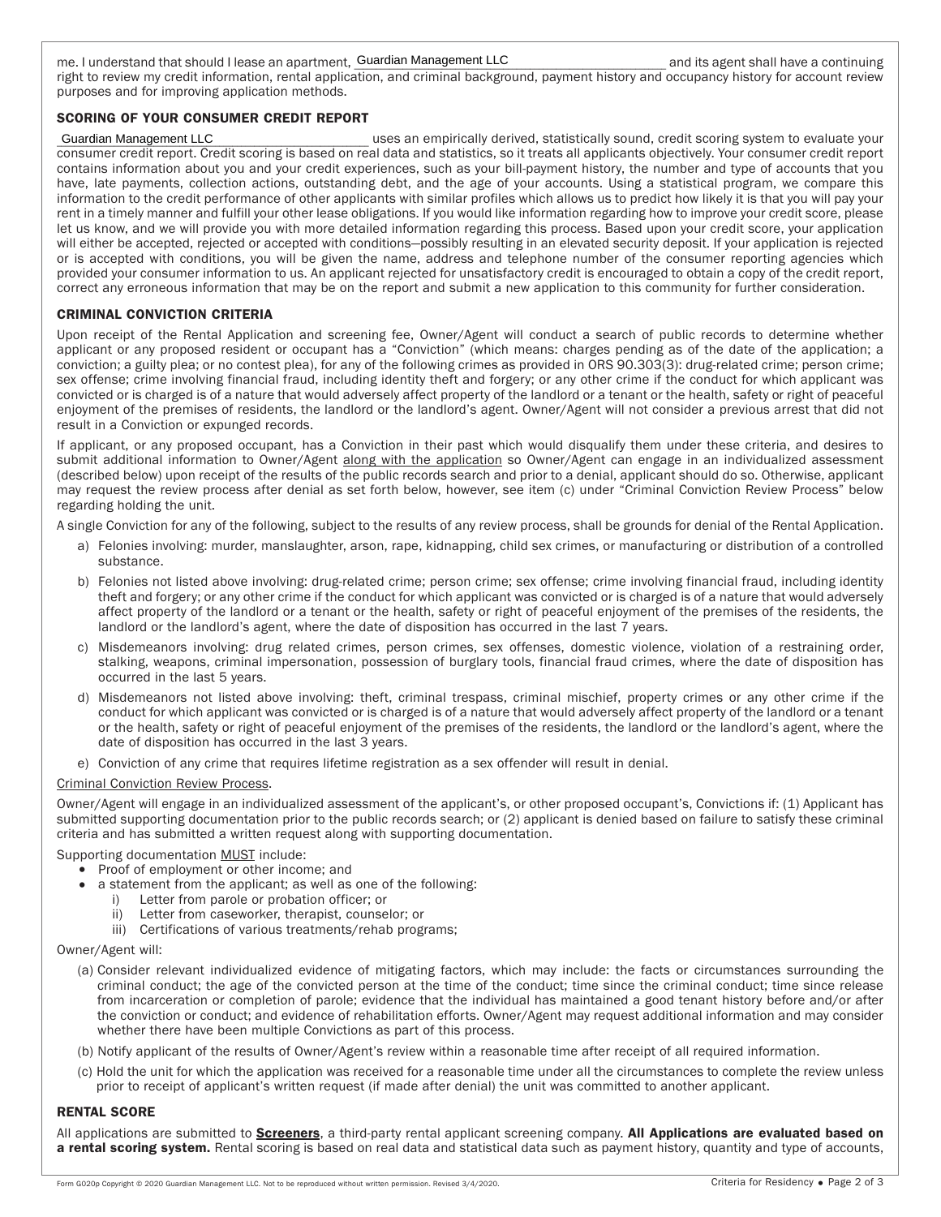me. I understand that should I lease an apartment, Guardian Management LLC and its agent shall have a continuing right to review my credit information, rental application, and criminal background, payment history and occupancy history for account review purposes and for improving application methods.

## SCORING OF YOUR CONSUMER CREDIT REPORT

Guardian Management LLC uses an empirically derived, statistically sound, credit scoring system to evaluate your consumer credit report. Credit scoring is based on real data and statistics, so it treats all applicants objectively. Your consumer credit report contains information about you and your credit experiences, such as your bill-payment history, the number and type of accounts that you have, late payments, collection actions, outstanding debt, and the age of your accounts. Using a statistical program, we compare this information to the credit performance of other applicants with similar profiles which allows us to predict how likely it is that you will pay your rent in a timely manner and fulfill your other lease obligations. If you would like information regarding how to improve your credit score, please let us know, and we will provide you with more detailed information regarding this process. Based upon your credit score, your application will either be accepted, rejected or accepted with conditions—possibly resulting in an elevated security deposit. If your application is rejected or is accepted with conditions, you will be given the name, address and telephone number of the consumer reporting agencies which provided your consumer information to us. An applicant rejected for unsatisfactory credit is encouraged to obtain a copy of the credit report, correct any erroneous information that may be on the report and submit a new application to this community for further consideration.

## CRIMINAL CONVICTION CRITERIA

Upon receipt of the Rental Application and screening fee, Owner/Agent will conduct a search of public records to determine whether applicant or any proposed resident or occupant has a "Conviction" (which means: charges pending as of the date of the application; a conviction; a guilty plea; or no contest plea), for any of the following crimes as provided in ORS 90.303(3): drug-related crime; person crime; sex offense; crime involving financial fraud, including identity theft and forgery; or any other crime if the conduct for which applicant was convicted or is charged is of a nature that would adversely affect property of the landlord or a tenant or the health, safety or right of peaceful enjoyment of the premises of residents, the landlord or the landlord's agent. Owner/Agent will not consider a previous arrest that did not result in a Conviction or expunged records.

If applicant, or any proposed occupant, has a Conviction in their past which would disqualify them under these criteria, and desires to submit additional information to Owner/Agent <u>along with the application</u> so Owner/Agent can engage in an individualized assessment (described below) upon receipt of the results of the public records search and prior to a denial, applicant should do so. Otherwise, applicant may request the review process after denial as set forth below, however, see item (c) under "Criminal Conviction Review Process" below regarding holding the unit.

A single Conviction for any of the following, subject to the results of any review process, shall be grounds for denial of the Rental Application.

a) Felonies involving: murder, manslaughter, arson, rape, kidnapping, child sex crimes, or manufacturing or distribution of a controlled substance.

b) Felonies not listed above involving: drug-related crime; person crime; sex offense; crime involving financial fraud, including identity theft and forgery; or any other crime if the conduct for which applicant was convicted or is charged is of a nature that would adversely affect property of the landlord or a tenant or the health, safety or right of peaceful enjoyment of the premises of the residents, the landlord or the landlord's agent, where the date of disposition has occurred in the last 7 years.

c) Misdemeanors involving: drug related crimes, person crimes, sex offenses, domestic violence, violation of a restraining order, stalking, weapons, criminal impersonation, possession of burglary tools, financial fraud crimes, where the date of disposition has occurred in the last 5 years.

d) Misdemeanors not listed above involving: theft, criminal trespass, criminal mischief, property crimes or any other crime if the conduct for which applicant was convicted or is charged is of a nature that would adversely affect property of the landlord or a tenant or the health, safety or right of peaceful enjoyment of the premises of the residents, the landlord or the landlord's agent, where the date of disposition has occurred in the last 3 years.

e) Conviction of any crime that requires lifetime registration as a sex offender will result in denial.

<u>Criminal Conviction Review Process</u>.

Owner/Agent will engage in an individualized assessment of the applicant's, or other proposed occupant's, Convictions if: (1) Applicant has submitted supporting documentation prior to the public records search; or (2) applicant is denied based on failure to satisfy these criminal criteria and has submitted a written request along with supporting documentation.

Supporting documentation <u>MUST</u> include:

- Proof of employment or other income; and
- a statement from the applicant; as well as one of the following:
  - i) Letter from parole or probation officer; or
  - ii) Letter from caseworker, therapist, counselor; or
  - iii) Certifications of various treatments/rehab programs;

Owner/Agent will:

(a) Consider relevant individualized evidence of mitigating factors, which may include: the facts or circumstances surrounding the criminal conduct; the age of the convicted person at the time of the conduct; time since the criminal conduct; time since release from incarceration or completion of parole; evidence that the individual has maintained a good tenant history before and/or after the conviction or conduct; and evidence of rehabilitation efforts. Owner/Agent may request additional information and may consider whether there have been multiple Convictions as part of this process.

(b) Notify applicant of the results of Owner/Agent's review within a reasonable time after receipt of all required information.

(c) Hold the unit for which the application was received for a reasonable time under all the circumstances to complete the review unless prior to receipt of applicant's written request (if made after denial) the unit was committed to another applicant.

## RENTAL SCORE

All applications are submitted to **<u>Screeners</u>**, a third-party rental applicant screening company. **All Applications are evaluated based on a rental scoring system.** Rental scoring is based on real data and statistical data such as payment history, quantity and type of accounts,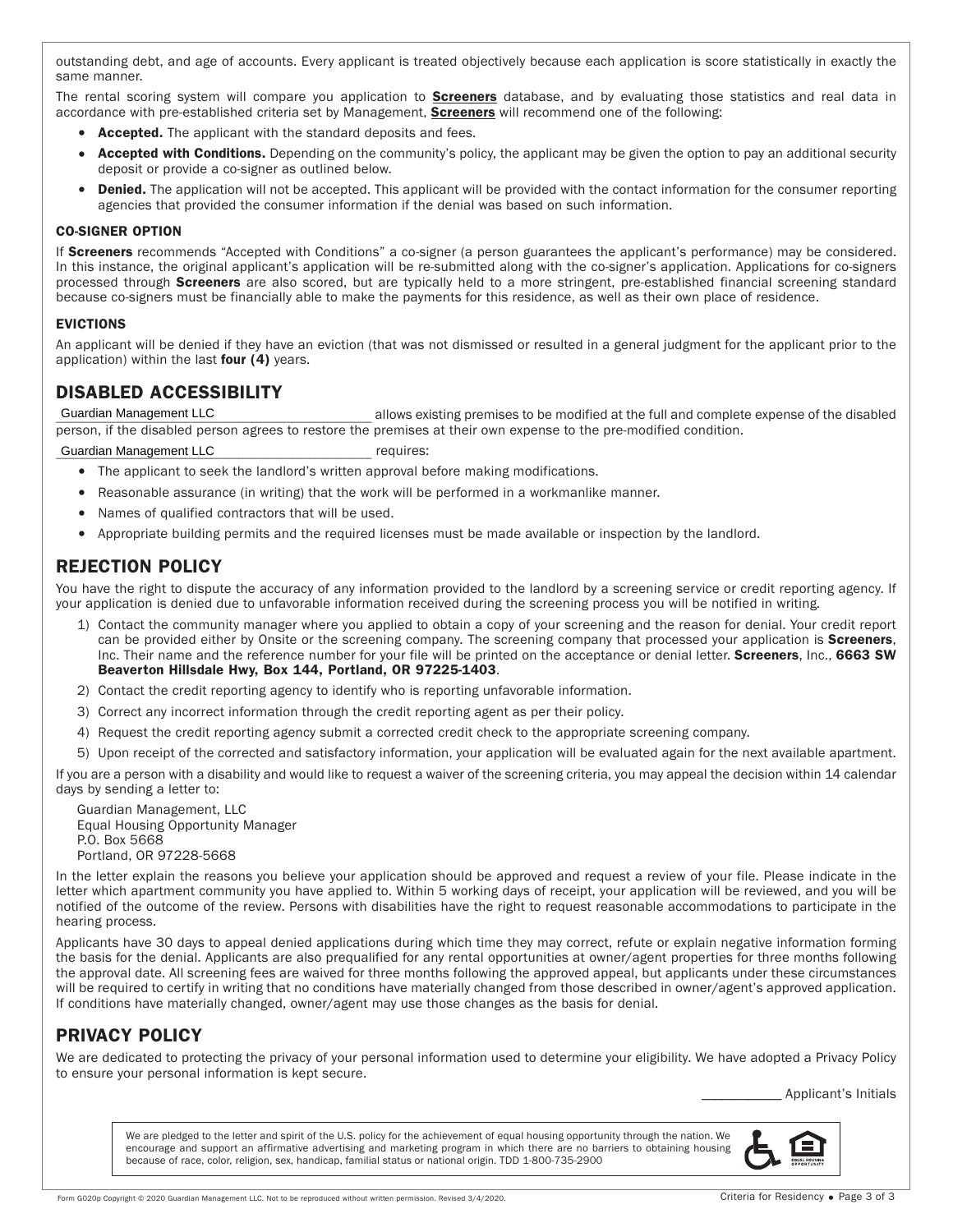outstanding debt, and age of accounts. Every applicant is treated objectively because each application is score statistically in exactly the same manner.

The rental scoring system will compare you application to **Screeners** database, and by evaluating those statistics and real data in accordance with pre-established criteria set by Management, **Screeners** will recommend one of the following:

- **Accepted.** The applicant with the standard deposits and fees.
- **Accepted with Conditions.** Depending on the community's policy, the applicant may be given the option to pay an additional security deposit or provide a co-signer as outlined below.
- **Denied.** The application will not be accepted. This applicant will be provided with the contact information for the consumer reporting agencies that provided the consumer information if the denial was based on such information.

### CO-SIGNER OPTION

If **Screeners** recommends "Accepted with Conditions" a co-signer (a person guarantees the applicant's performance) may be considered. In this instance, the original applicant's application will be re-submitted along with the co-signer's application. Applications for co-signers processed through **Screeners** are also scored, but are typically held to a more stringent, pre-established financial screening standard because co-signers must be financially able to make the payments for this residence, as well as their own place of residence.

### EVICTIONS

An applicant will be denied if they have an eviction (that was not dismissed or resulted in a general judgment for the applicant prior to the application) within the last **four (4)** years.

## DISABLED ACCESSIBILITY

Guardian Management LLC allows existing premises to be modified at the full and complete expense of the disabled person, if the disabled person agrees to restore the premises at their own expense to the pre-modified condition.

Guardian Management LLC requires:

- The applicant to seek the landlord's written approval before making modifications.
- Reasonable assurance (in writing) that the work will be performed in a workmanlike manner.
- Names of qualified contractors that will be used.
- Appropriate building permits and the required licenses must be made available or inspection by the landlord.

## REJECTION POLICY

You have the right to dispute the accuracy of any information provided to the landlord by a screening service or credit reporting agency. If your application is denied due to unfavorable information received during the screening process you will be notified in writing.

1) Contact the community manager where you applied to obtain a copy of your screening and the reason for denial. Your credit report can be provided either by Onsite or the screening company. The screening company that processed your application is **Screeners**, Inc. Their name and the reference number for your file will be printed on the acceptance or denial letter. **Screeners**, Inc., **6663 SW Beaverton Hillsdale Hwy, Box 144, Portland, OR 97225-1403**.
2) Contact the credit reporting agency to identify who is reporting unfavorable information.
3) Correct any incorrect information through the credit reporting agent as per their policy.
4) Request the credit reporting agency submit a corrected credit check to the appropriate screening company.
5) Upon receipt of the corrected and satisfactory information, your application will be evaluated again for the next available apartment.

If you are a person with a disability and would like to request a waiver of the screening criteria, you may appeal the decision within 14 calendar days by sending a letter to:

Guardian Management, LLC
Equal Housing Opportunity Manager
P.O. Box 5668
Portland, OR 97228-5668

In the letter explain the reasons you believe your application should be approved and request a review of your file. Please indicate in the letter which apartment community you have applied to. Within 5 working days of receipt, your application will be reviewed, and you will be notified of the outcome of the review. Persons with disabilities have the right to request reasonable accommodations to participate in the hearing process.

Applicants have 30 days to appeal denied applications during which time they may correct, refute or explain negative information forming the basis for the denial. Applicants are also prequalified for any rental opportunities at owner/agent properties for three months following the approval date. All screening fees are waived for three months following the approved appeal, but applicants under these circumstances will be required to certify in writing that no conditions have materially changed from those described in owner/agent's approved application. If conditions have materially changed, owner/agent may use those changes as the basis for denial.

## PRIVACY POLICY

We are dedicated to protecting the privacy of your personal information used to determine your eligibility. We have adopted a Privacy Policy to ensure your personal information is kept secure.

___________ Applicant's Initials

We are pledged to the letter and spirit of the U.S. policy for the achievement of equal housing opportunity through the nation. We encourage and support an affirmative advertising and marketing program in which there are no barriers to obtaining housing because of race, color, religion, sex, handicap, familial status or national origin. TDD 1-800-735-2900

Form G020p Copyright © 2020 Guardian Management LLC. Not to be reproduced without written permission. Revised 3/4/2020.